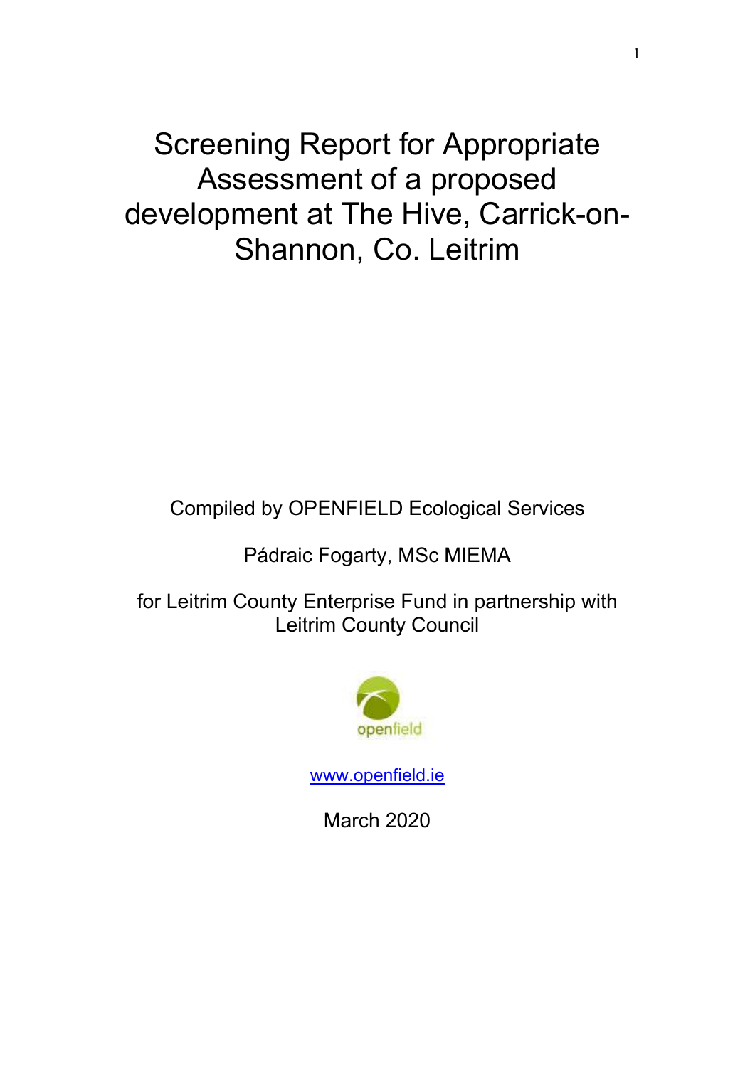# Screening Report for Appropriate Assessment of a proposed development at The Hive, Carrick-on-Shannon, Co. Leitrim

Compiled by OPENFIELD Ecological Services

Pádraic Fogarty, MSc MIEMA

for Leitrim County Enterprise Fund in partnership with Leitrim County Council

openfield

www.openfield.ie

March 2020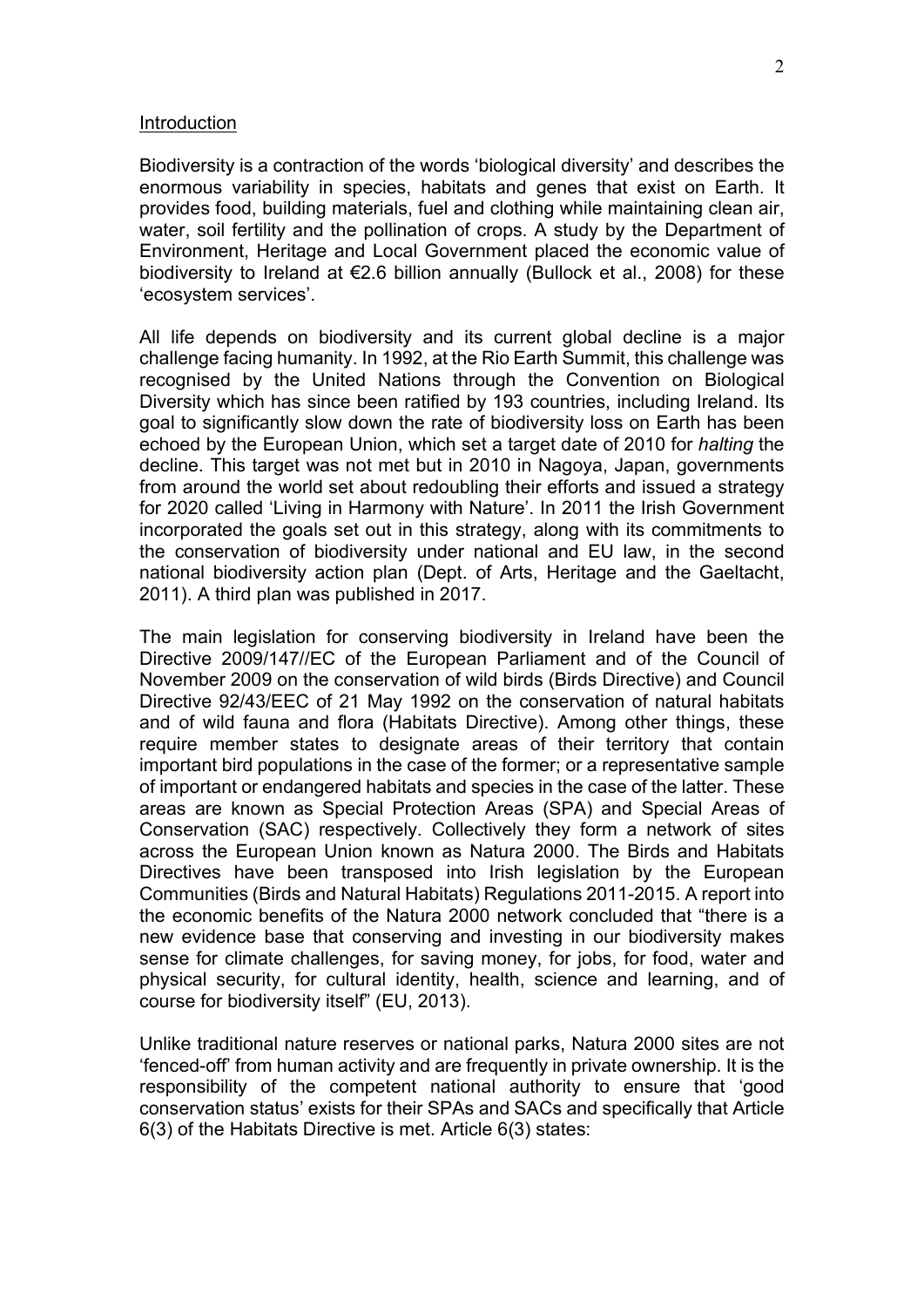## Introduction

Biodiversity is a contraction of the words 'biological diversity' and describes the enormous variability in species, habitats and genes that exist on Earth. It provides food, building materials, fuel and clothing while maintaining clean air, water, soil fertility and the pollination of crops. A study by the Department of Environment, Heritage and Local Government placed the economic value of biodiversity to Ireland at €2.6 billion annually (Bullock et al., 2008) for these 'ecosystem services'.

All life depends on biodiversity and its current global decline is a major challenge facing humanity. In 1992, at the Rio Earth Summit, this challenge was recognised by the United Nations through the Convention on Biological Diversity which has since been ratified by 193 countries, including Ireland. Its goal to significantly slow down the rate of biodiversity loss on Earth has been echoed by the European Union, which set a target date of 2010 for *halting* the decline. This target was not met but in 2010 in Nagoya, Japan, governments from around the world set about redoubling their efforts and issued a strategy for 2020 called 'Living in Harmony with Nature'. In 2011 the Irish Government incorporated the goals set out in this strategy, along with its commitments to the conservation of biodiversity under national and EU law, in the second national biodiversity action plan (Dept. of Arts, Heritage and the Gaeltacht, 2011). A third plan was published in 2017.

The main legislation for conserving biodiversity in Ireland have been the Directive 2009/147//EC of the European Parliament and of the Council of November 2009 on the conservation of wild birds (Birds Directive) and Council Directive 92/43/EEC of 21 May 1992 on the conservation of natural habitats and of wild fauna and flora (Habitats Directive). Among other things, these require member states to designate areas of their territory that contain important bird populations in the case of the former; or a representative sample of important or endangered habitats and species in the case of the latter. These areas are known as Special Protection Areas (SPA) and Special Areas of Conservation (SAC) respectively. Collectively they form a network of sites across the European Union known as Natura 2000. The Birds and Habitats Directives have been transposed into Irish legislation by the European Communities (Birds and Natural Habitats) Regulations 2011-2015. A report into the economic benefits of the Natura 2000 network concluded that "there is a new evidence base that conserving and investing in our biodiversity makes sense for climate challenges, for saving money, for jobs, for food, water and physical security, for cultural identity, health, science and learning, and of course for biodiversity itself" (EU, 2013).

Unlike traditional nature reserves or national parks, Natura 2000 sites are not 'fenced-off' from human activity and are frequently in private ownership. It is the responsibility of the competent national authority to ensure that 'good conservation status' exists for their SPAs and SACs and specifically that Article 6(3) of the Habitats Directive is met. Article 6(3) states: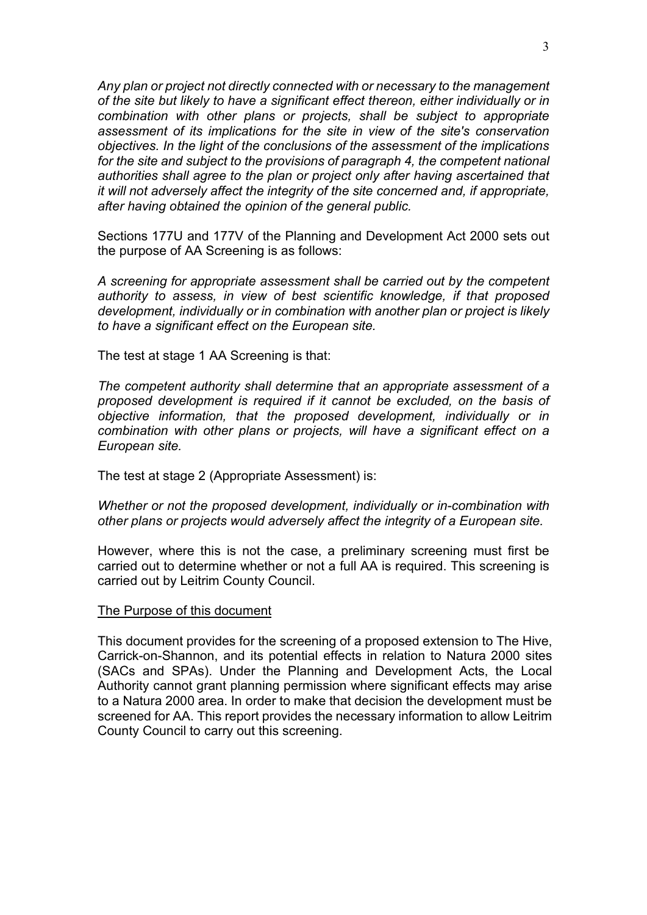*Any plan or project not directly connected with or necessary to the management of the site but likely to have a significant effect thereon, either individually or in combination with other plans or projects, shall be subject to appropriate assessment of its implications for the site in view of the site's conservation objectives. In the light of the conclusions of the assessment of the implications for the site and subject to the provisions of paragraph 4, the competent national authorities shall agree to the plan or project only after having ascertained that it will not adversely affect the integrity of the site concerned and, if appropriate, after having obtained the opinion of the general public.*

Sections 177U and 177V of the Planning and Development Act 2000 sets out the purpose of AA Screening is as follows:

*A screening for appropriate assessment shall be carried out by the competent authority to assess, in view of best scientific knowledge, if that proposed development, individually or in combination with another plan or project is likely to have a significant effect on the European site.*

The test at stage 1 AA Screening is that:

*The competent authority shall determine that an appropriate assessment of a proposed development is required if it cannot be excluded, on the basis of objective information, that the proposed development, individually or in combination with other plans or projects, will have a significant effect on a European site.*

The test at stage 2 (Appropriate Assessment) is:

*Whether or not the proposed development, individually or in-combination with other plans or projects would adversely affect the integrity of a European site.*

However, where this is not the case, a preliminary screening must first be carried out to determine whether or not a full AA is required. This screening is carried out by Leitrim County Council.

<u>The Purpose of this document</u>

This document provides for the screening of a proposed extension to The Hive, Carrick-on-Shannon, and its potential effects in relation to Natura 2000 sites (SACs and SPAs). Under the Planning and Development Acts, the Local Authority cannot grant planning permission where significant effects may arise to a Natura 2000 area. In order to make that decision the development must be screened for AA. This report provides the necessary information to allow Leitrim County Council to carry out this screening.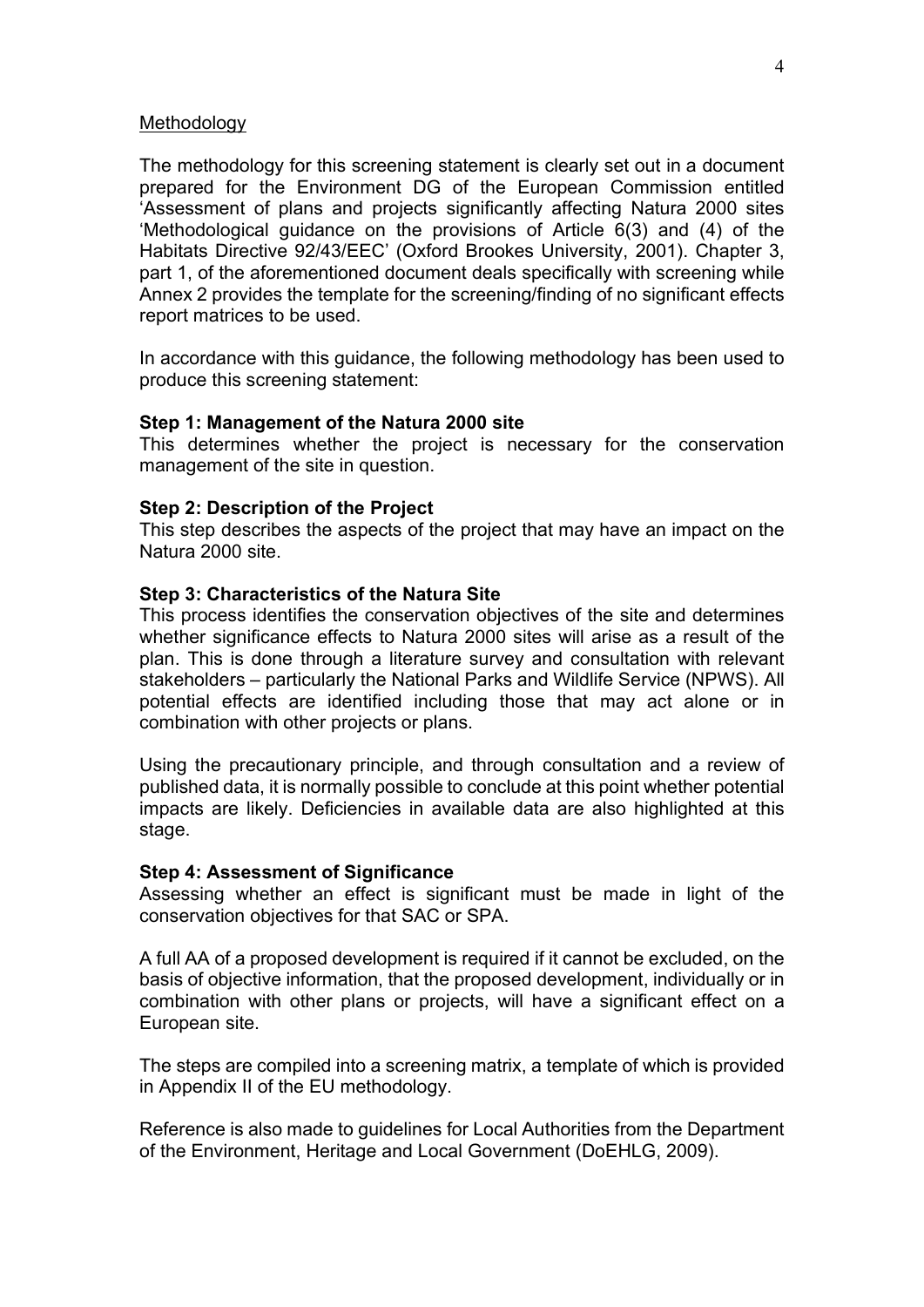## Methodology

The methodology for this screening statement is clearly set out in a document prepared for the Environment DG of the European Commission entitled 'Assessment of plans and projects significantly affecting Natura 2000 sites 'Methodological guidance on the provisions of Article 6(3) and (4) of the Habitats Directive 92/43/EEC' (Oxford Brookes University, 2001). Chapter 3, part 1, of the aforementioned document deals specifically with screening while Annex 2 provides the template for the screening/finding of no significant effects report matrices to be used.

In accordance with this guidance, the following methodology has been used to produce this screening statement:

**Step 1: Management of the Natura 2000 site**
This determines whether the project is necessary for the conservation management of the site in question.

**Step 2: Description of the Project**
This step describes the aspects of the project that may have an impact on the Natura 2000 site.

**Step 3: Characteristics of the Natura Site**
This process identifies the conservation objectives of the site and determines whether significance effects to Natura 2000 sites will arise as a result of the plan. This is done through a literature survey and consultation with relevant stakeholders – particularly the National Parks and Wildlife Service (NPWS). All potential effects are identified including those that may act alone or in combination with other projects or plans.

Using the precautionary principle, and through consultation and a review of published data, it is normally possible to conclude at this point whether potential impacts are likely. Deficiencies in available data are also highlighted at this stage.

**Step 4: Assessment of Significance**
Assessing whether an effect is significant must be made in light of the conservation objectives for that SAC or SPA.

A full AA of a proposed development is required if it cannot be excluded, on the basis of objective information, that the proposed development, individually or in combination with other plans or projects, will have a significant effect on a European site.

The steps are compiled into a screening matrix, a template of which is provided in Appendix II of the EU methodology.

Reference is also made to guidelines for Local Authorities from the Department of the Environment, Heritage and Local Government (DoEHLG, 2009).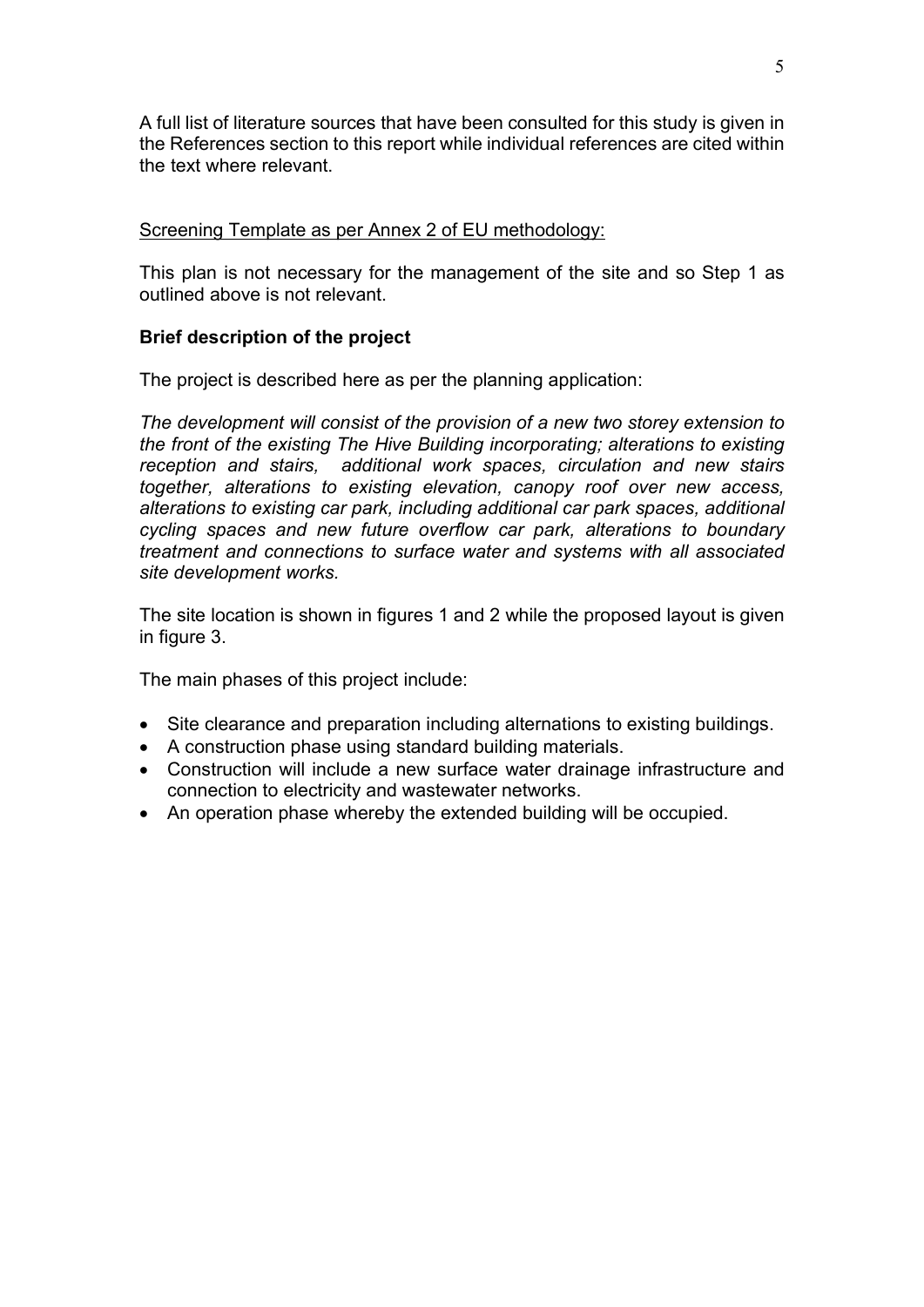A full list of literature sources that have been consulted for this study is given in the References section to this report while individual references are cited within the text where relevant.

<u>Screening Template as per Annex 2 of EU methodology:</u>

This plan is not necessary for the management of the site and so Step 1 as outlined above is not relevant.

**Brief description of the project**

The project is described here as per the planning application:

*The development will consist of the provision of a new two storey extension to the front of the existing The Hive Building incorporating; alterations to existing reception and stairs, additional work spaces, circulation and new stairs together, alterations to existing elevation, canopy roof over new access, alterations to existing car park, including additional car park spaces, additional cycling spaces and new future overflow car park, alterations to boundary treatment and connections to surface water and systems with all associated site development works.*

The site location is shown in figures 1 and 2 while the proposed layout is given in figure 3.

The main phases of this project include:

- Site clearance and preparation including alternations to existing buildings.
- A construction phase using standard building materials.
- Construction will include a new surface water drainage infrastructure and connection to electricity and wastewater networks.
- An operation phase whereby the extended building will be occupied.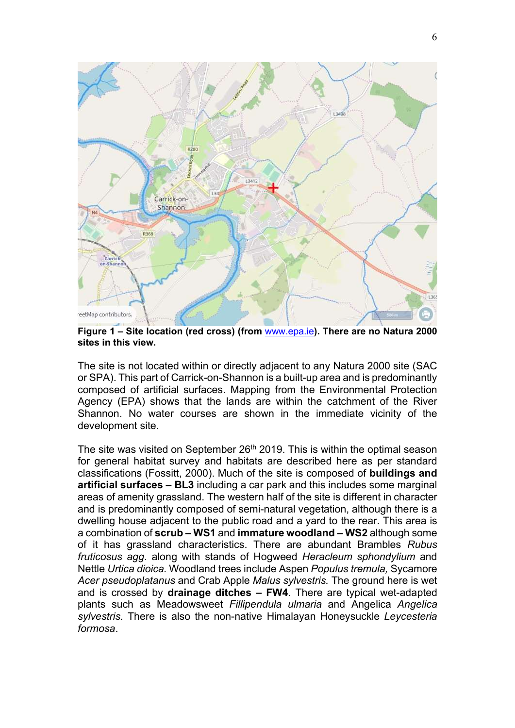**Figure 1 – Site location (red cross) (from [www.epa.ie](http://www.epa.ie)). There are no Natura 2000 sites in this view.**

The site is not located within or directly adjacent to any Natura 2000 site (SAC or SPA). This part of Carrick-on-Shannon is a built-up area and is predominantly composed of artificial surfaces. Mapping from the Environmental Protection Agency (EPA) shows that the lands are within the catchment of the River Shannon. No water courses are shown in the immediate vicinity of the development site.

The site was visited on September 26th 2019. This is within the optimal season for general habitat survey and habitats are described here as per standard classifications (Fossitt, 2000). Much of the site is composed of **buildings and artificial surfaces – BL3** including a car park and this includes some marginal areas of amenity grassland. The western half of the site is different in character and is predominantly composed of semi-natural vegetation, although there is a dwelling house adjacent to the public road and a yard to the rear. This area is a combination of **scrub – WS1** and **immature woodland – WS2** although some of it has grassland characteristics. There are abundant Brambles *Rubus fruticosus agg.* along with stands of Hogweed *Heracleum sphondylium* and Nettle *Urtica dioica.* Woodland trees include Aspen *Populus tremula,* Sycamore *Acer pseudoplatanus* and Crab Apple *Malus sylvestris.* The ground here is wet and is crossed by **drainage ditches – FW4**. There are typical wet-adapted plants such as Meadowsweet *Fillipendula ulmaria* and Angelica *Angelica sylvestris.* There is also the non-native Himalayan Honeysuckle *Leycesteria formosa*.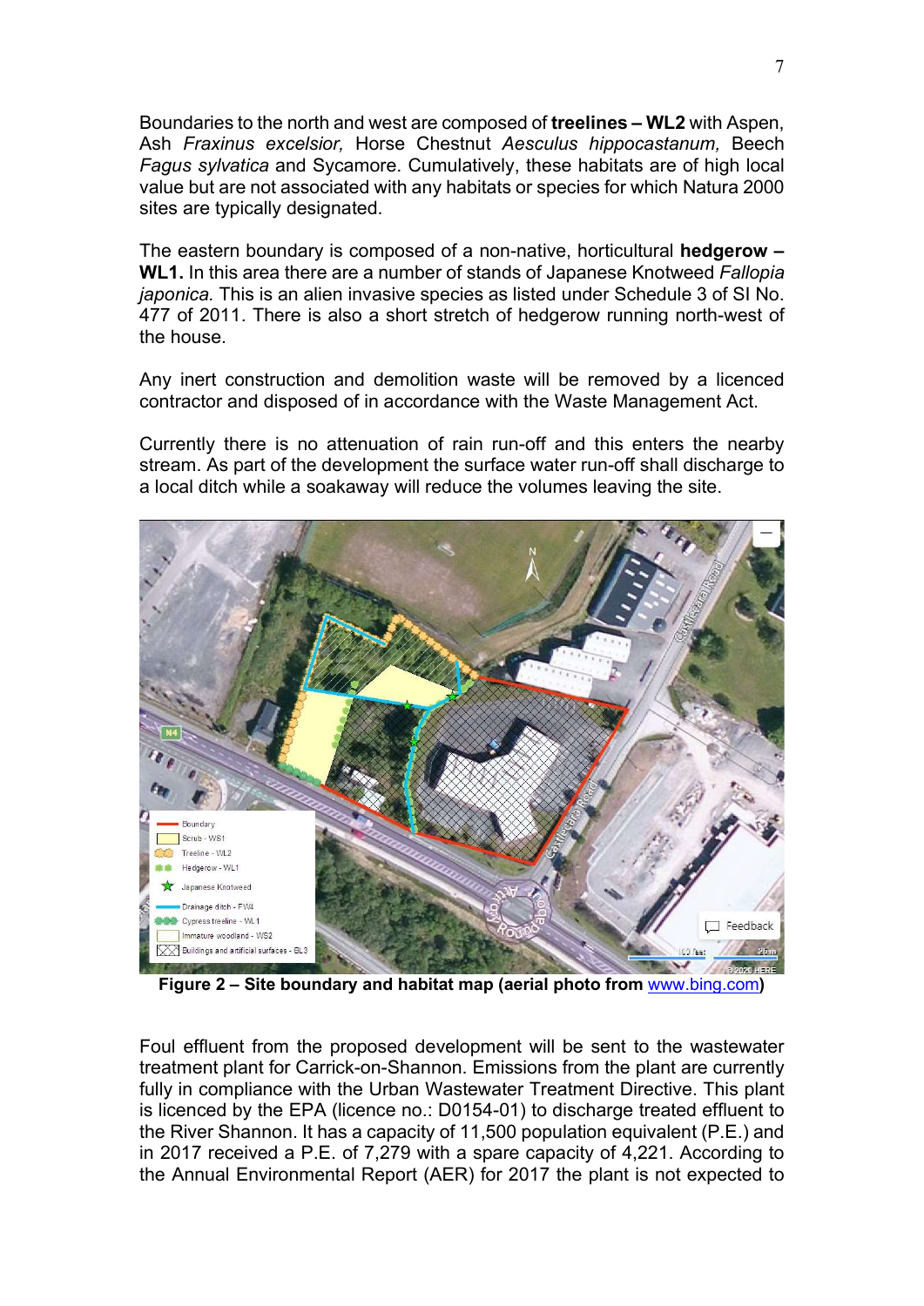Boundaries to the north and west are composed of **treelines – WL2** with Aspen, Ash *Fraxinus excelsior,* Horse Chestnut *Aesculus hippocastanum,* Beech *Fagus sylvatica* and Sycamore. Cumulatively, these habitats are of high local value but are not associated with any habitats or species for which Natura 2000 sites are typically designated.

The eastern boundary is composed of a non-native, horticultural **hedgerow – WL1.** In this area there are a number of stands of Japanese Knotweed *Fallopia japonica.* This is an alien invasive species as listed under Schedule 3 of SI No. 477 of 2011. There is also a short stretch of hedgerow running north-west of the house.

Any inert construction and demolition waste will be removed by a licenced contractor and disposed of in accordance with the Waste Management Act.

Currently there is no attenuation of rain run-off and this enters the nearby stream. As part of the development the surface water run-off shall discharge to a local ditch while a soakaway will reduce the volumes leaving the site.

**Figure 2 – Site boundary and habitat map (aerial photo from www.bing.com)**

Foul effluent from the proposed development will be sent to the wastewater treatment plant for Carrick-on-Shannon. Emissions from the plant are currently fully in compliance with the Urban Wastewater Treatment Directive. This plant is licenced by the EPA (licence no.: D0154-01) to discharge treated effluent to the River Shannon. It has a capacity of 11,500 population equivalent (P.E.) and in 2017 received a P.E. of 7,279 with a spare capacity of 4,221. According to the Annual Environmental Report (AER) for 2017 the plant is not expected to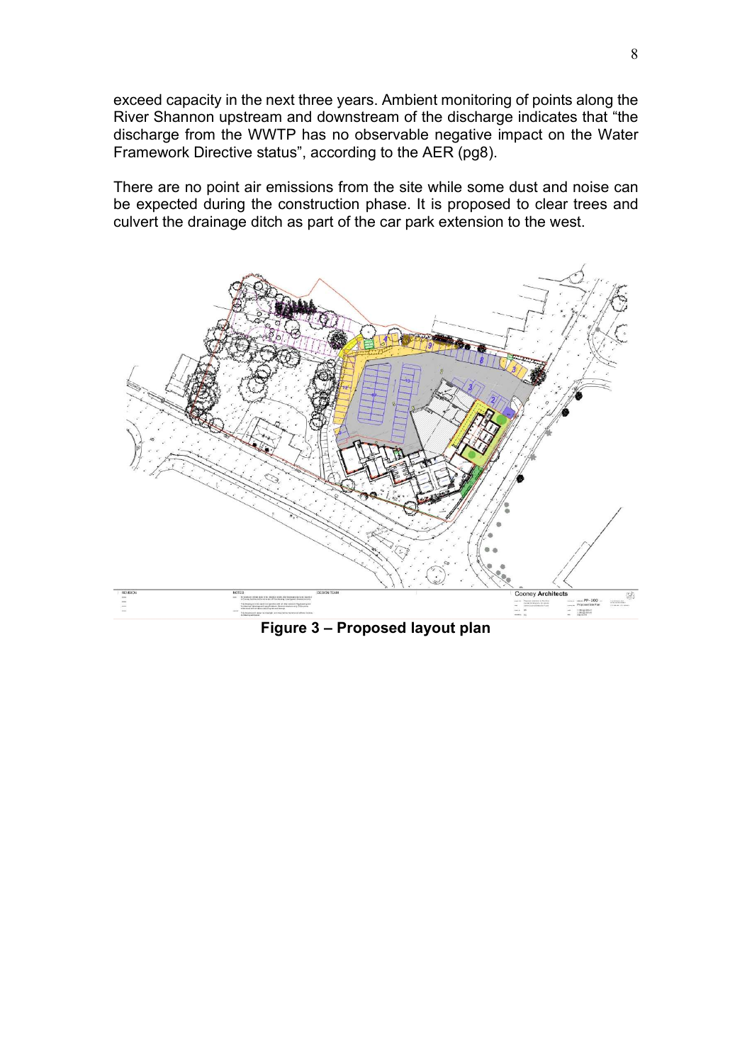exceed capacity in the next three years. Ambient monitoring of points along the River Shannon upstream and downstream of the discharge indicates that "the discharge from the WWTP has no observable negative impact on the Water Framework Directive status", according to the AER (pg8).

There are no point air emissions from the site while some dust and noise can be expected during the construction phase. It is proposed to clear trees and culvert the drainage ditch as part of the car park extension to the west.

**Figure 3 – Proposed layout plan**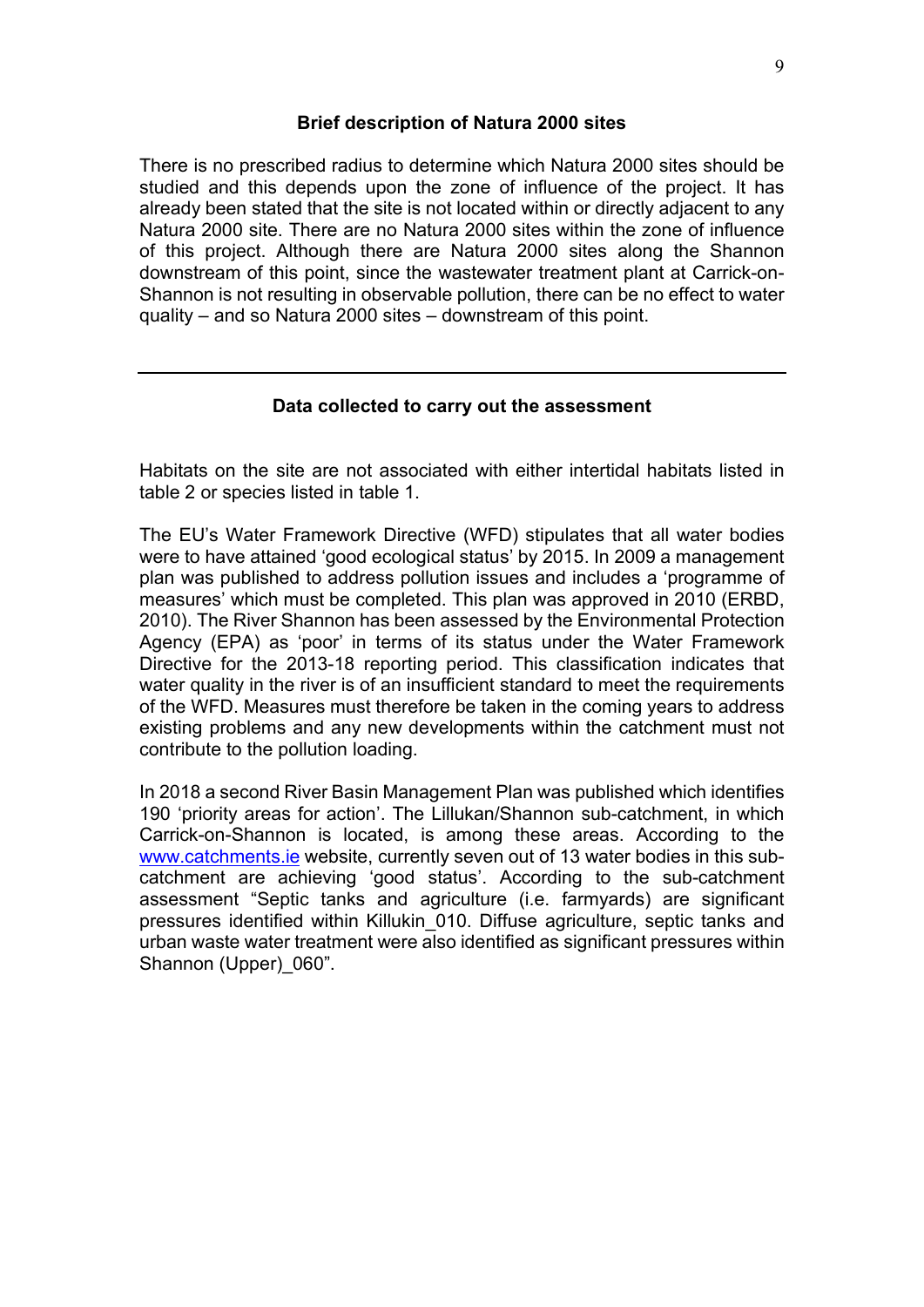### Brief description of Natura 2000 sites

There is no prescribed radius to determine which Natura 2000 sites should be studied and this depends upon the zone of influence of the project. It has already been stated that the site is not located within or directly adjacent to any Natura 2000 site. There are no Natura 2000 sites within the zone of influence of this project. Although there are Natura 2000 sites along the Shannon downstream of this point, since the wastewater treatment plant at Carrick-on-Shannon is not resulting in observable pollution, there can be no effect to water quality – and so Natura 2000 sites – downstream of this point.

---

### Data collected to carry out the assessment

Habitats on the site are not associated with either intertidal habitats listed in table 2 or species listed in table 1.

The EU's Water Framework Directive (WFD) stipulates that all water bodies were to have attained 'good ecological status' by 2015. In 2009 a management plan was published to address pollution issues and includes a 'programme of measures' which must be completed. This plan was approved in 2010 (ERBD, 2010). The River Shannon has been assessed by the Environmental Protection Agency (EPA) as 'poor' in terms of its status under the Water Framework Directive for the 2013-18 reporting period. This classification indicates that water quality in the river is of an insufficient standard to meet the requirements of the WFD. Measures must therefore be taken in the coming years to address existing problems and any new developments within the catchment must not contribute to the pollution loading.

In 2018 a second River Basin Management Plan was published which identifies 190 'priority areas for action'. The Lillukan/Shannon sub-catchment, in which Carrick-on-Shannon is located, is among these areas. According to the [www.catchments.ie](http://www.catchments.ie) website, currently seven out of 13 water bodies in this sub-catchment are achieving 'good status'. According to the sub-catchment assessment "Septic tanks and agriculture (i.e. farmyards) are significant pressures identified within Killukin_010. Diffuse agriculture, septic tanks and urban waste water treatment were also identified as significant pressures within Shannon (Upper)_060".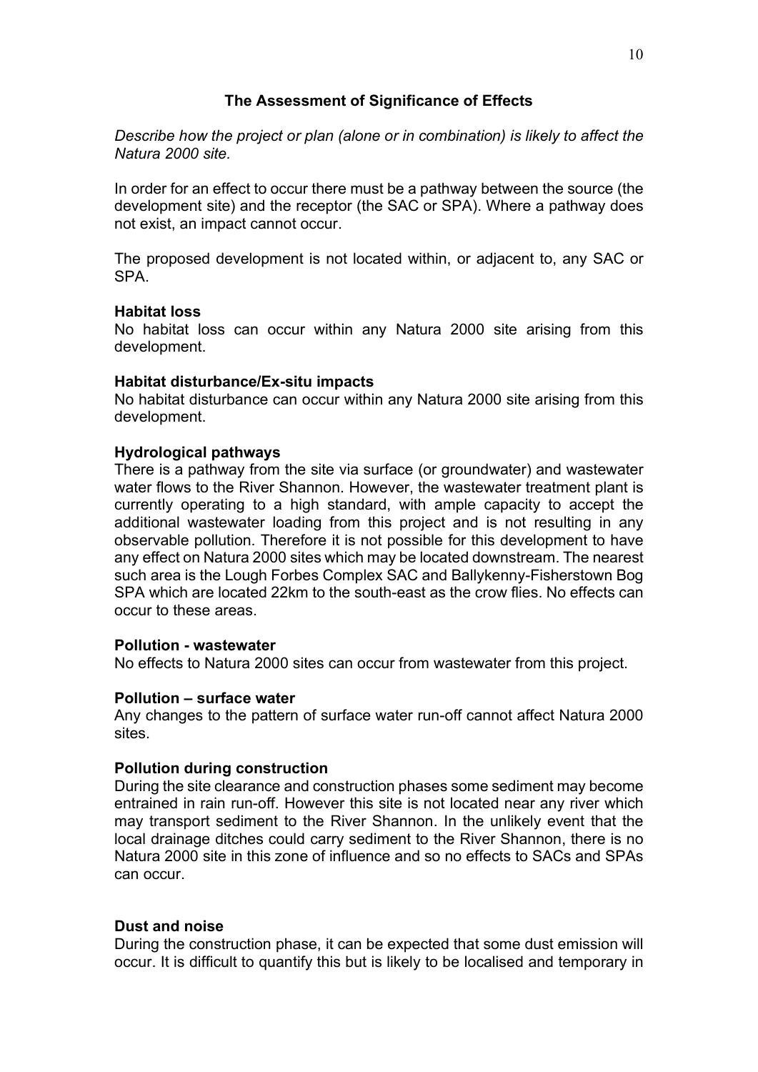## The Assessment of Significance of Effects

*Describe how the project or plan (alone or in combination) is likely to affect the Natura 2000 site.*

In order for an effect to occur there must be a pathway between the source (the development site) and the receptor (the SAC or SPA). Where a pathway does not exist, an impact cannot occur.

The proposed development is not located within, or adjacent to, any SAC or SPA.

**Habitat loss**
No habitat loss can occur within any Natura 2000 site arising from this development.

**Habitat disturbance/Ex-situ impacts**
No habitat disturbance can occur within any Natura 2000 site arising from this development.

**Hydrological pathways**
There is a pathway from the site via surface (or groundwater) and wastewater water flows to the River Shannon. However, the wastewater treatment plant is currently operating to a high standard, with ample capacity to accept the additional wastewater loading from this project and is not resulting in any observable pollution. Therefore it is not possible for this development to have any effect on Natura 2000 sites which may be located downstream. The nearest such area is the Lough Forbes Complex SAC and Ballykenny-Fisherstown Bog SPA which are located 22km to the south-east as the crow flies. No effects can occur to these areas.

**Pollution - wastewater**
No effects to Natura 2000 sites can occur from wastewater from this project.

**Pollution – surface water**
Any changes to the pattern of surface water run-off cannot affect Natura 2000 sites.

**Pollution during construction**
During the site clearance and construction phases some sediment may become entrained in rain run-off. However this site is not located near any river which may transport sediment to the River Shannon. In the unlikely event that the local drainage ditches could carry sediment to the River Shannon, there is no Natura 2000 site in this zone of influence and so no effects to SACs and SPAs can occur.

**Dust and noise**
During the construction phase, it can be expected that some dust emission will occur. It is difficult to quantify this but is likely to be localised and temporary in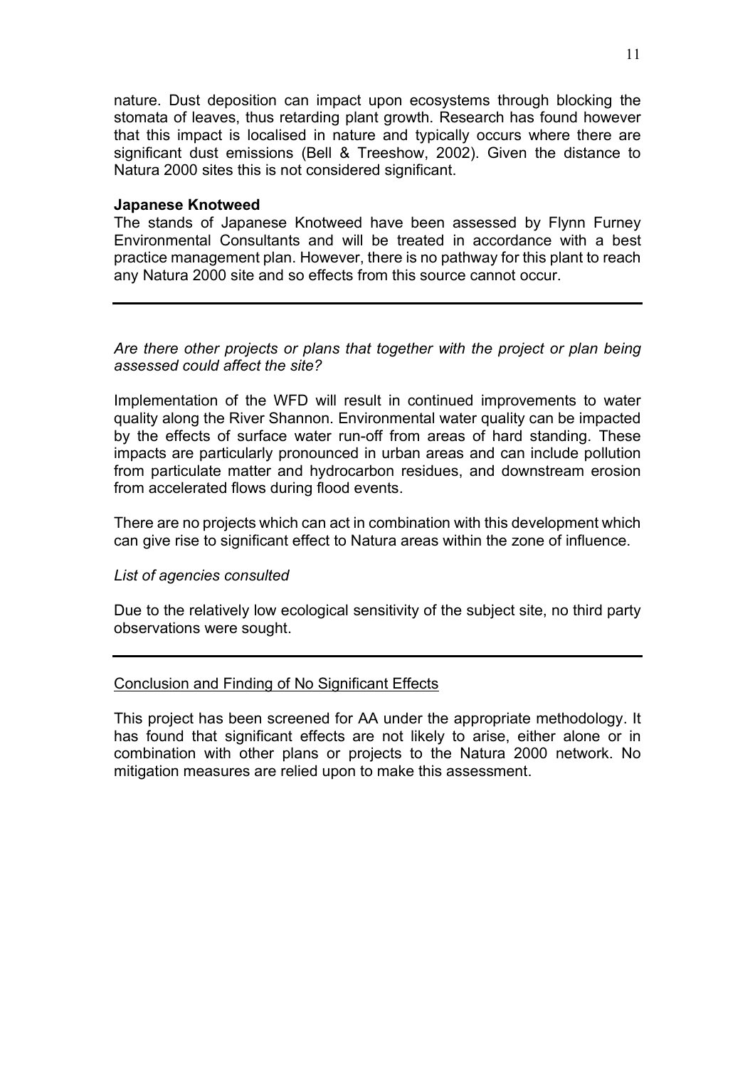nature. Dust deposition can impact upon ecosystems through blocking the stomata of leaves, thus retarding plant growth. Research has found however that this impact is localised in nature and typically occurs where there are significant dust emissions (Bell & Treeshow, 2002). Given the distance to Natura 2000 sites this is not considered significant.

**Japanese Knotweed**

The stands of Japanese Knotweed have been assessed by Flynn Furney Environmental Consultants and will be treated in accordance with a best practice management plan. However, there is no pathway for this plant to reach any Natura 2000 site and so effects from this source cannot occur.

---

*Are there other projects or plans that together with the project or plan being assessed could affect the site?*

Implementation of the WFD will result in continued improvements to water quality along the River Shannon. Environmental water quality can be impacted by the effects of surface water run-off from areas of hard standing. These impacts are particularly pronounced in urban areas and can include pollution from particulate matter and hydrocarbon residues, and downstream erosion from accelerated flows during flood events.

There are no projects which can act in combination with this development which can give rise to significant effect to Natura areas within the zone of influence.

*List of agencies consulted*

Due to the relatively low ecological sensitivity of the subject site, no third party observations were sought.

---

<u>Conclusion and Finding of No Significant Effects</u>

This project has been screened for AA under the appropriate methodology. It has found that significant effects are not likely to arise, either alone or in combination with other plans or projects to the Natura 2000 network. No mitigation measures are relied upon to make this assessment.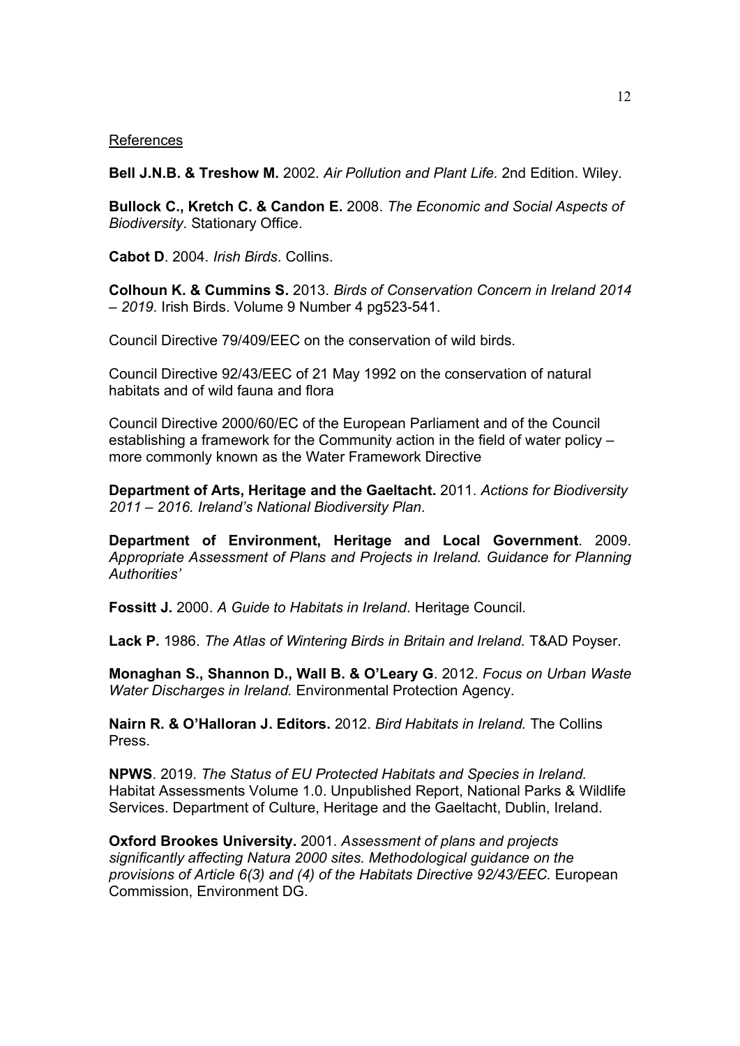References

**Bell J.N.B. & Treshow M.** 2002. *Air Pollution and Plant Life.* 2nd Edition. Wiley.

**Bullock C., Kretch C. & Candon E.** 2008. *The Economic and Social Aspects of Biodiversity*. Stationary Office.

**Cabot D**. 2004. *Irish Birds*. Collins.

**Colhoun K. & Cummins S.** 2013. *Birds of Conservation Concern in Ireland 2014 – 2019.* Irish Birds. Volume 9 Number 4 pg523-541.

Council Directive 79/409/EEC on the conservation of wild birds.

Council Directive 92/43/EEC of 21 May 1992 on the conservation of natural habitats and of wild fauna and flora

Council Directive 2000/60/EC of the European Parliament and of the Council establishing a framework for the Community action in the field of water policy – more commonly known as the Water Framework Directive

**Department of Arts, Heritage and the Gaeltacht.** 2011. *Actions for Biodiversity 2011 – 2016. Ireland's National Biodiversity Plan.*

**Department of Environment, Heritage and Local Government**. 2009. *Appropriate Assessment of Plans and Projects in Ireland. Guidance for Planning Authorities'*

**Fossitt J.** 2000. *A Guide to Habitats in Ireland*. Heritage Council.

**Lack P.** 1986. *The Atlas of Wintering Birds in Britain and Ireland.* T&AD Poyser.

**Monaghan S., Shannon D., Wall B. & O'Leary G**. 2012. *Focus on Urban Waste Water Discharges in Ireland.* Environmental Protection Agency.

**Nairn R. & O'Halloran J. Editors.** 2012. *Bird Habitats in Ireland.* The Collins Press.

**NPWS**. 2019. *The Status of EU Protected Habitats and Species in Ireland.* Habitat Assessments Volume 1.0. Unpublished Report, National Parks & Wildlife Services. Department of Culture, Heritage and the Gaeltacht, Dublin, Ireland.

**Oxford Brookes University.** 2001. *Assessment of plans and projects significantly affecting Natura 2000 sites. Methodological guidance on the provisions of Article 6(3) and (4) of the Habitats Directive 92/43/EEC.* European Commission, Environment DG.